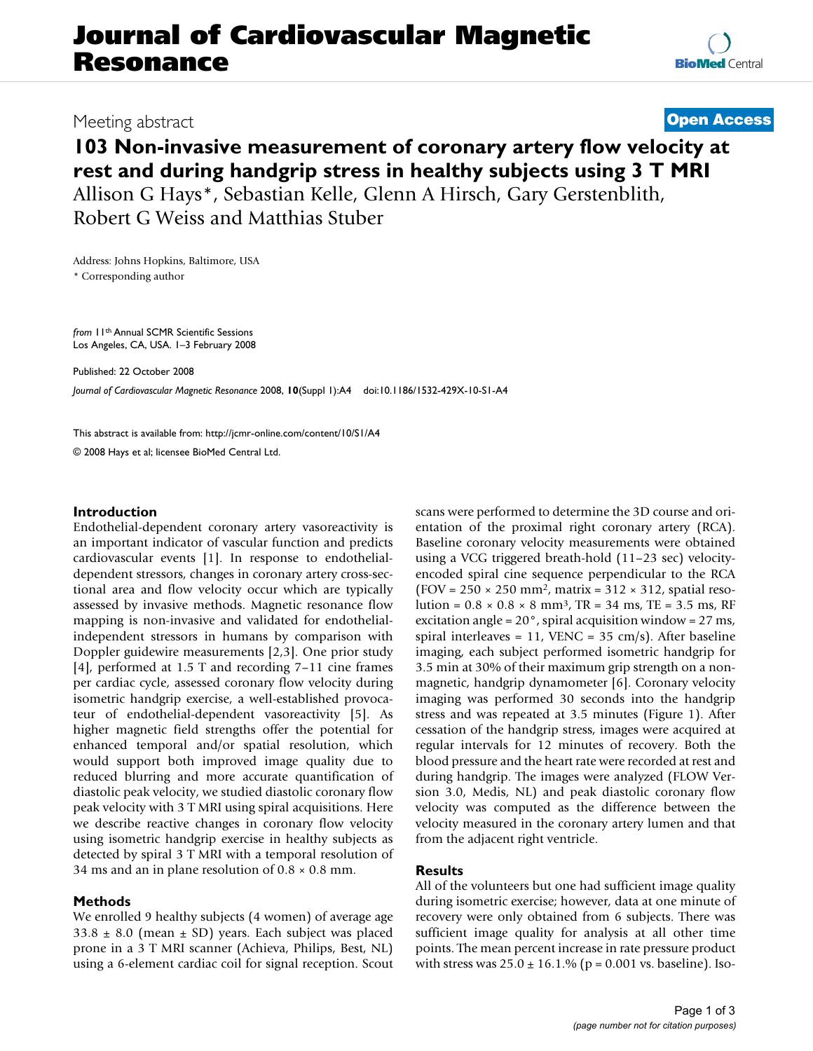# Journal of Cardiovascular Magnetic Resonance

Meeting abstract

**Open Access**

## 103 Non-invasive measurement of coronary artery flow velocity at rest and during handgrip stress in healthy subjects using 3 T MRI

Allison G Hays*, Sebastian Kelle, Glenn A Hirsch, Gary Gerstenblith, Robert G Weiss and Matthias Stuber

Address: Johns Hopkins, Baltimore, USA

\* Corresponding author

*from* 11th Annual SCMR Scientific Sessions
Los Angeles, CA, USA. 1–3 February 2008

Published: 22 October 2008

*Journal of Cardiovascular Magnetic Resonance* 2008, **10**(Suppl 1):A4 doi:10.1186/1532-429X-10-S1-A4

This abstract is available from: http://jcmr-online.com/content/10/S1/A4

© 2008 Hays et al; licensee BioMed Central Ltd.

### Introduction

Endothelial-dependent coronary artery vasoreactivity is an important indicator of vascular function and predicts cardiovascular events [1]. In response to endothelial-dependent stressors, changes in coronary artery cross-sectional area and flow velocity occur which are typically assessed by invasive methods. Magnetic resonance flow mapping is non-invasive and validated for endothelial-independent stressors in humans by comparison with Doppler guidewire measurements [2,3]. One prior study [4], performed at 1.5 T and recording 7–11 cine frames per cardiac cycle, assessed coronary flow velocity during isometric handgrip exercise, a well-established provocateur of endothelial-dependent vasoreactivity [5]. As higher magnetic field strengths offer the potential for enhanced temporal and/or spatial resolution, which would support both improved image quality due to reduced blurring and more accurate quantification of diastolic peak velocity, we studied diastolic coronary flow peak velocity with 3 T MRI using spiral acquisitions. Here we describe reactive changes in coronary flow velocity using isometric handgrip exercise in healthy subjects as detected by spiral 3 T MRI with a temporal resolution of 34 ms and an in plane resolution of 0.8 × 0.8 mm.

### Methods

We enrolled 9 healthy subjects (4 women) of average age 33.8 ± 8.0 (mean ± SD) years. Each subject was placed prone in a 3 T MRI scanner (Achieva, Philips, Best, NL) using a 6-element cardiac coil for signal reception. Scout scans were performed to determine the 3D course and orientation of the proximal right coronary artery (RCA). Baseline coronary velocity measurements were obtained using a VCG triggered breath-hold (11–23 sec) velocity-encoded spiral cine sequence perpendicular to the RCA (FOV = 250 × 250 mm$^2$, matrix = 312 × 312, spatial resolution = 0.8 × 0.8 × 8 mm$^3$, TR = 34 ms, TE = 3.5 ms, RF excitation angle = 20°, spiral acquisition window = 27 ms, spiral interleaves = 11, VENC = 35 cm/s). After baseline imaging, each subject performed isometric handgrip for 3.5 min at 30% of their maximum grip strength on a non-magnetic, handgrip dynamometer [6]. Coronary velocity imaging was performed 30 seconds into the handgrip stress and was repeated at 3.5 minutes (Figure 1). After cessation of the handgrip stress, images were acquired at regular intervals for 12 minutes of recovery. Both the blood pressure and the heart rate were recorded at rest and during handgrip. The images were analyzed (FLOW Version 3.0, Medis, NL) and peak diastolic coronary flow velocity was computed as the difference between the velocity measured in the coronary artery lumen and that from the adjacent right ventricle.

### Results

All of the volunteers but one had sufficient image quality during isometric exercise; however, data at one minute of recovery were only obtained from 6 subjects. There was sufficient image quality for analysis at all other time points. The mean percent increase in rate pressure product with stress was 25.0 ± 16.1.% ($p = 0.001$ vs. baseline). Iso-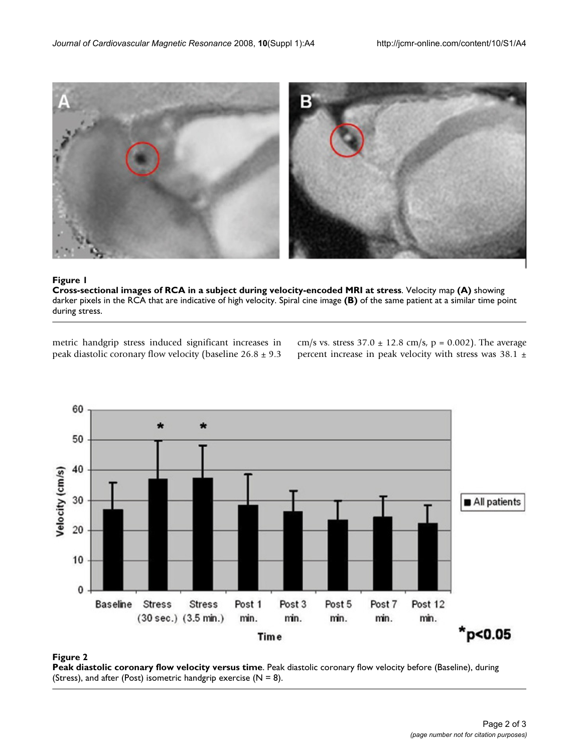**Figure 1**

**Cross-sectional images of RCA in a subject during velocity-encoded MRI at stress**. Velocity map **(A)** showing darker pixels in the RCA that are indicative of high velocity. Spiral cine image **(B)** of the same patient at a similar time point during stress.

metric handgrip stress induced significant increases in peak diastolic coronary flow velocity (baseline 26.8 ± 9.3 cm/s vs. stress 37.0 ± 12.8 cm/s, $p = 0.002$). The average percent increase in peak velocity with stress was 38.1 ±

**Figure 2**

**Peak diastolic coronary flow velocity versus time**. Peak diastolic coronary flow velocity before (Baseline), during (Stress), and after (Post) isometric handgrip exercise (N = 8).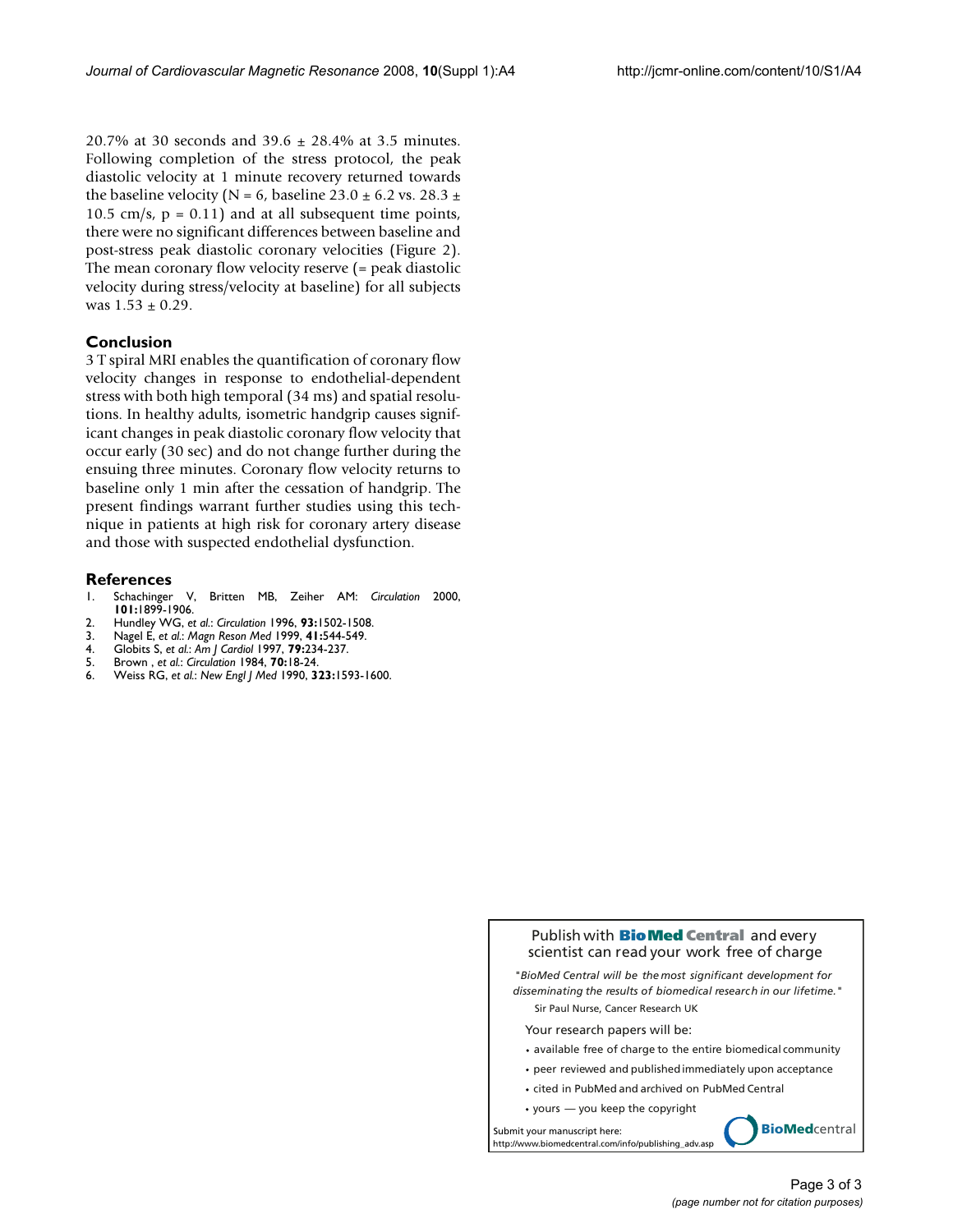20.7% at 30 seconds and 39.6 ± 28.4% at 3.5 minutes. Following completion of the stress protocol, the peak diastolic velocity at 1 minute recovery returned towards the baseline velocity ($N = 6$, baseline 23.0 ± 6.2 vs. 28.3 ± 10.5 cm/s, $p = 0.11$) and at all subsequent time points, there were no significant differences between baseline and post-stress peak diastolic coronary velocities (Figure 2). The mean coronary flow velocity reserve (= peak diastolic velocity during stress/velocity at baseline) for all subjects was 1.53 ± 0.29.

## Conclusion

3 T spiral MRI enables the quantification of coronary flow velocity changes in response to endothelial-dependent stress with both high temporal (34 ms) and spatial resolutions. In healthy adults, isometric handgrip causes significant changes in peak diastolic coronary flow velocity that occur early (30 sec) and do not change further during the ensuing three minutes. Coronary flow velocity returns to baseline only 1 min after the cessation of handgrip. The present findings warrant further studies using this technique in patients at high risk for coronary artery disease and those with suspected endothelial dysfunction.

## References

1. Schachinger V, Britten MB, Zeiher AM: *Circulation* 2000, **101:**1899-1906.
2. Hundley WG, *et al.*: *Circulation* 1996, **93:**1502-1508.
3. Nagel E, *et al.*: *Magn Reson Med* 1999, **41:**544-549.
4. Globits S, *et al.*: *Am J Cardiol* 1997, **79:**234-237.
5. Brown , *et al.*: *Circulation* 1984, **70:**18-24.
6. Weiss RG, *et al.*: *New Engl J Med* 1990, **323:**1593-1600.

Publish with **BioMed Central** and every scientist can read your work free of charge

*"BioMed Central will be the most significant development for disseminating the results of biomedical research in our lifetime."*

Sir Paul Nurse, Cancer Research UK

Your research papers will be:

- available free of charge to the entire biomedical community
- peer reviewed and published immediately upon acceptance
- cited in PubMed and archived on PubMed Central
- yours — you keep the copyright

Submit your manuscript here:
http://www.biomedcentral.com/info/publishing_adv.asp

**BioMed**central